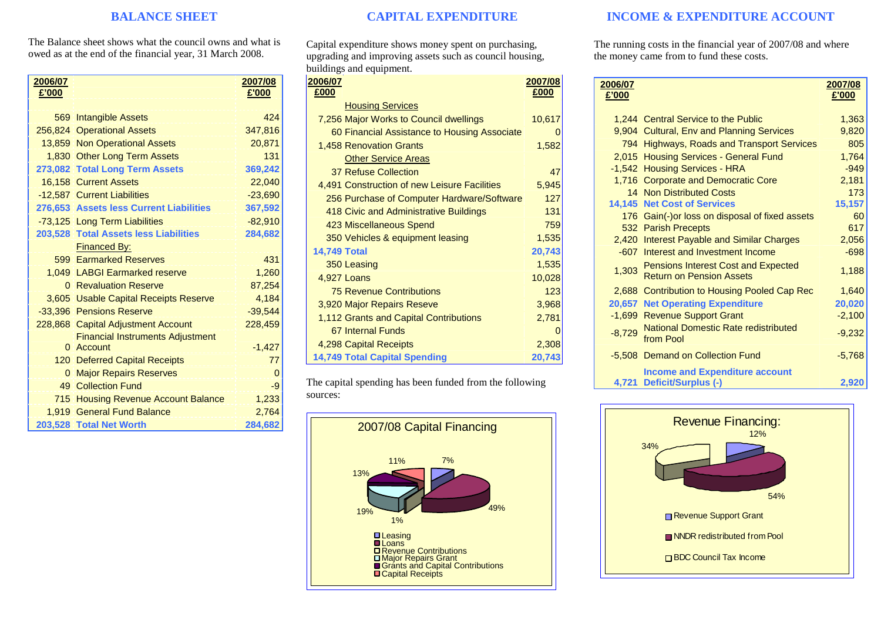## BALANCE SHEET

The Balance sheet shows what the council owns and what is owed as at the end of the financial year, 31 March 2008.

| 2006/07 £'000 | | 2007/08 £'000 |
|---|---|---|
| 569 | Intangible Assets | 424 |
| 256,824 | Operational Assets | 347,816 |
| 13,859 | Non Operational Assets | 20,871 |
| 1,830 | Other Long Term Assets | 131 |
| **273,082** | **Total Long Term Assets** | **369,242** |
| 16,158 | Current Assets | 22,040 |
| -12,587 | Current Liabilities | -23,690 |
| **276,653** | **Assets less Current Liabilities** | **367,592** |
| -73,125 | Long Term Liabilities | -82,910 |
| **203,528** | **Total Assets less Liabilities** | **284,682** |
| | Financed By: | |
| 599 | Earmarked Reserves | 431 |
| 1,049 | LABGI Earmarked reserve | 1,260 |
| 0 | Revaluation Reserve | 87,254 |
| 3,605 | Usable Capital Receipts Reserve | 4,184 |
| -33,396 | Pensions Reserve | -39,544 |
| 228,868 | Capital Adjustment Account | 228,459 |
| 0 | Financial Instruments Adjustment Account | -1,427 |
| 120 | Deferred Capital Receipts | 77 |
| 0 | Major Repairs Reserves | 0 |
| 49 | Collection Fund | -9 |
| 715 | Housing Revenue Account Balance | 1,233 |
| 1,919 | General Fund Balance | 2,764 |
| **203,528** | **Total Net Worth** | **284,682** |

## CAPITAL EXPENDITURE

Capital expenditure shows money spent on purchasing, upgrading and improving assets such as council housing, buildings and equipment.

| 2006/07 £000 | | 2007/08 £000 |
|---|---|---|
| | Housing Services | |
| 7,256 | Major Works to Council dwellings | 10,617 |
| 60 | Financial Assistance to Housing Associate | 0 |
| 1,458 | Renovation Grants | 1,582 |
| | Other Service Areas | |
| 37 | Refuse Collection | 47 |
| 4,491 | Construction of new Leisure Facilities | 5,945 |
| 256 | Purchase of Computer Hardware/Software | 127 |
| 418 | Civic and Administrative Buildings | 131 |
| 423 | Miscellaneous Spend | 759 |
| 350 | Vehicles & equipment leasing | 1,535 |
| **14,749** | **Total** | **20,743** |
| 350 | Leasing | 1,535 |
| 4,927 | Loans | 10,028 |
| 75 | Revenue Contributions | 123 |
| 3,920 | Major Repairs Reseve | 3,968 |
| 1,112 | Grants and Capital Contributions | 2,781 |
| 67 | Internal Funds | 0 |
| 4,298 | Capital Receipts | 2,308 |
| **14,749** | **Total Capital Spending** | **20,743** |

The capital spending has been funded from the following sources:

2007/08 Capital Financing

- Leasing: 7%
- Loans: 49%
- Revenue Contributions: 1%
- Major Repairs Grant: 19%
- Grants and Capital Contributions: 13%
- Capital Receipts: 11%

## INCOME & EXPENDITURE ACCOUNT

The running costs in the financial year of 2007/08 and where the money came from to fund these costs.

| 2006/07 £'000 | | 2007/08 £'000 |
|---|---|---|
| 1,244 | Central Service to the Public | 1,363 |
| 9,904 | Cultural, Env and Planning Services | 9,820 |
| 794 | Highways, Roads and Transport Services | 805 |
| 2,015 | Housing Services - General Fund | 1,764 |
| -1,542 | Housing Services - HRA | -949 |
| 1,716 | Corporate and Democratic Core | 2,181 |
| 14 | Non Distributed Costs | 173 |
| **14,145** | **Net Cost of Services** | **15,157** |
| 176 | Gain(-)or loss on disposal of fixed assets | 60 |
| 532 | Parish Precepts | 617 |
| 2,420 | Interest Payable and Similar Charges | 2,056 |
| -607 | Interest and Investment Income | -698 |
| 1,303 | Pensions Interest Cost and Expected Return on Pension Assets | 1,188 |
| 2,688 | Contribution to Housing Pooled Cap Rec | 1,640 |
| **20,657** | **Net Operating Expenditure** | **20,020** |
| -1,699 | Revenue Support Grant | -2,100 |
| -8,729 | National Domestic Rate redistributed from Pool | -9,232 |
| -5,508 | Demand on Collection Fund | -5,768 |
| **4,721** | **Income and Expenditure account Deficit/Surplus (-)** | **2,920** |

Revenue Financing:

- Revenue Support Grant: 12%
- NNDR redistributed from Pool: 54%
- BDC Council Tax Income: 34%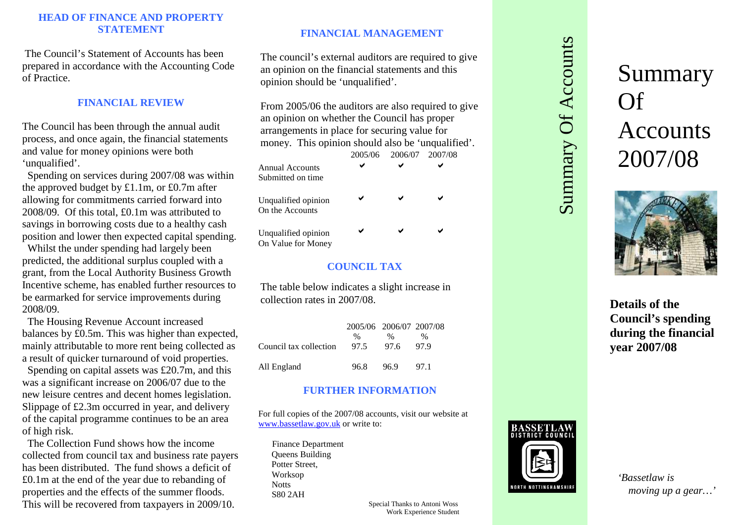## HEAD OF FINANCE AND PROPERTY STATEMENT

The Council's Statement of Accounts has been prepared in accordance with the Accounting Code of Practice.

## FINANCIAL REVIEW

The Council has been through the annual audit process, and once again, the financial statements and value for money opinions were both 'unqualified'.

Spending on services during 2007/08 was within the approved budget by £1.1m, or £0.7m after allowing for commitments carried forward into 2008/09. Of this total, £0.1m was attributed to savings in borrowing costs due to a healthy cash position and lower then expected capital spending.

Whilst the under spending had largely been predicted, the additional surplus coupled with a grant, from the Local Authority Business Growth Incentive scheme, has enabled further resources to be earmarked for service improvements during 2008/09.

The Housing Revenue Account increased balances by £0.5m. This was higher than expected, mainly attributable to more rent being collected as a result of quicker turnaround of void properties.

Spending on capital assets was £20.7m, and this was a significant increase on 2006/07 due to the new leisure centres and decent homes legislation. Slippage of £2.3m occurred in year, and delivery of the capital programme continues to be an area of high risk.

The Collection Fund shows how the income collected from council tax and business rate payers has been distributed. The fund shows a deficit of £0.1m at the end of the year due to rebanding of properties and the effects of the summer floods. This will be recovered from taxpayers in 2009/10.

## FINANCIAL MANAGEMENT

The council's external auditors are required to give an opinion on the financial statements and this opinion should be 'unqualified'.

From 2005/06 the auditors are also required to give an opinion on whether the Council has proper arrangements in place for securing value for money. This opinion should also be 'unqualified'.

| | 2005/06 | 2006/07 | 2007/08 |
|---|---|---|---|
| Annual Accounts Submitted on time | ✔ | ✔ | ✔ |
| Unqualified opinion On the Accounts | ✔ | ✔ | ✔ |
| Unqualified opinion On Value for Money | ✔ | ✔ | ✔ |

## COUNCIL TAX

The table below indicates a slight increase in collection rates in 2007/08.

| | 2005/06 % | 2006/07 % | 2007/08 % |
|---|---|---|---|
| Council tax collection | 97.5 | 97.6 | 97.9 |
| All England | 96.8 | 96.9 | 97.1 |

## FURTHER INFORMATION

For full copies of the 2007/08 accounts, visit our website at www.bassetlaw.gov.uk or write to:

Finance Department
Queens Building
Potter Street,
Worksop
Notts
S80 2AH

Special Thanks to Antoni Woss
Work Experience Student

Summary Of Accounts

BASSETLAW DISTRICT COUNCIL
NORTH NOTTINGHAMSHIRE

# Summary Of Accounts 2007/08

**Details of the Council's spending during the financial year 2007/08**

*'Bassetlaw is moving up a gear…'*